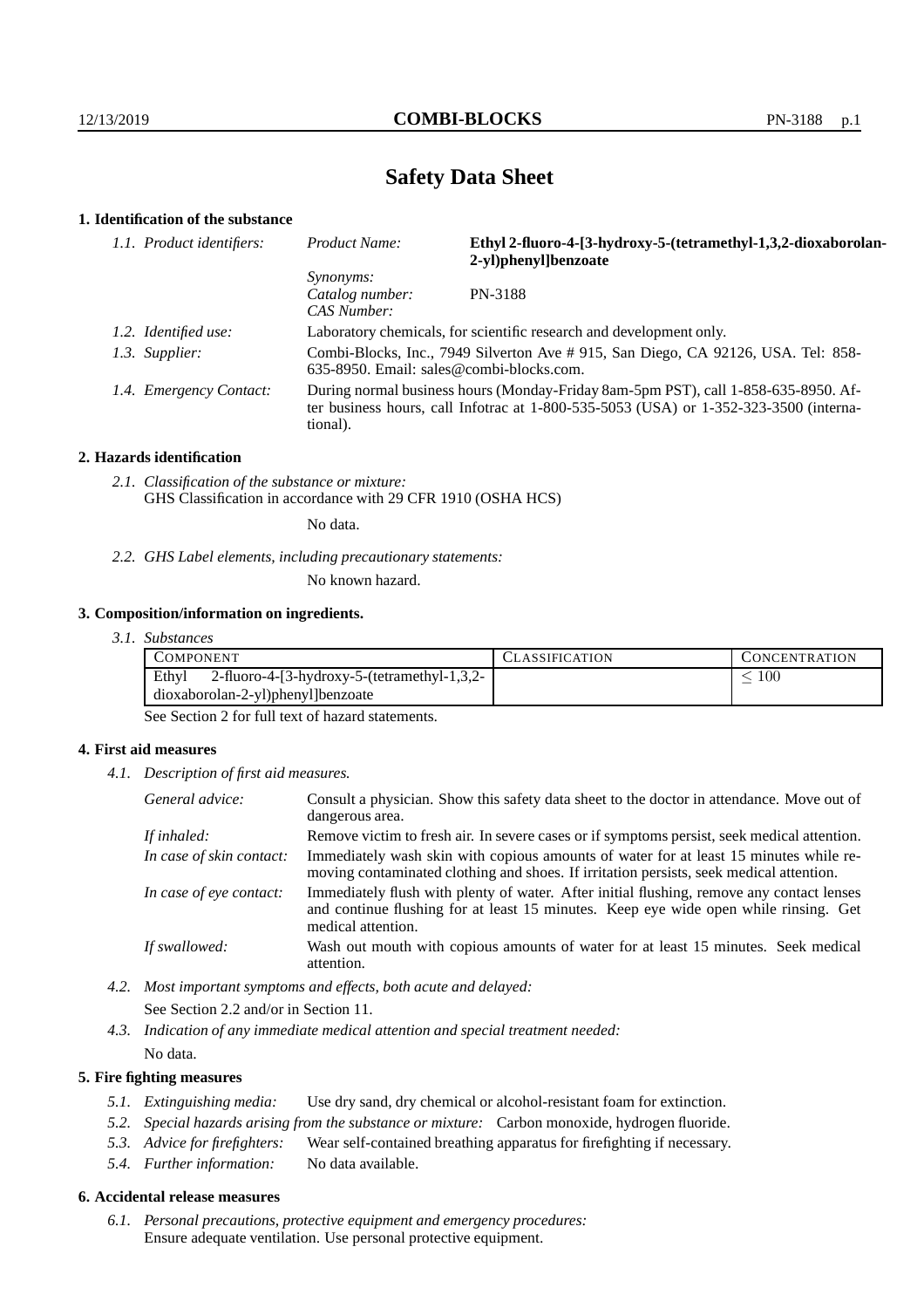# Safety Data Sheet

## 1. Identification of the substance

| 1.1. Product identifiers: | Product Name: | **Ethyl 2-fluoro-4-[3-hydroxy-5-(tetramethyl-1,3,2-dioxaborolan-2-yl)phenyl]benzoate** |
|---|---|---|
| | Synonyms: | |
| | Catalog number: | PN-3188 |
| | CAS Number: | |

*1.2. Identified use:* Laboratory chemicals, for scientific research and development only.

*1.3. Supplier:* Combi-Blocks, Inc., 7949 Silverton Ave # 915, San Diego, CA 92126, USA. Tel: 858-635-8950. Email: sales@combi-blocks.com.

*1.4. Emergency Contact:* During normal business hours (Monday-Friday 8am-5pm PST), call 1-858-635-8950. After business hours, call Infotrac at 1-800-535-5053 (USA) or 1-352-323-3500 (international).

## 2. Hazards identification

*2.1. Classification of the substance or mixture:*
GHS Classification in accordance with 29 CFR 1910 (OSHA HCS)

No data.

*2.2. GHS Label elements, including precautionary statements:*

No known hazard.

## 3. Composition/information on ingredients.

*3.1. Substances*

| COMPONENT | CLASSIFICATION | CONCENTRATION |
|---|---|---|
| Ethyl 2-fluoro-4-[3-hydroxy-5-(tetramethyl-1,3,2-dioxaborolan-2-yl)phenyl]benzoate | | $\leq 100$ |

See Section 2 for full text of hazard statements.

## 4. First aid measures

*4.1. Description of first aid measures.*

*General advice:* Consult a physician. Show this safety data sheet to the doctor in attendance. Move out of dangerous area.

*If inhaled:* Remove victim to fresh air. In severe cases or if symptoms persist, seek medical attention.

*In case of skin contact:* Immediately wash skin with copious amounts of water for at least 15 minutes while removing contaminated clothing and shoes. If irritation persists, seek medical attention.

*In case of eye contact:* Immediately flush with plenty of water. After initial flushing, remove any contact lenses and continue flushing for at least 15 minutes. Keep eye wide open while rinsing. Get medical attention.

*If swallowed:* Wash out mouth with copious amounts of water for at least 15 minutes. Seek medical attention.

*4.2. Most important symptoms and effects, both acute and delayed:*

See Section 2.2 and/or in Section 11.

*4.3. Indication of any immediate medical attention and special treatment needed:*

No data.

## 5. Fire fighting measures

*5.1. Extinguishing media:* Use dry sand, dry chemical or alcohol-resistant foam for extinction.

*5.2. Special hazards arising from the substance or mixture:* Carbon monoxide, hydrogen fluoride.

*5.3. Advice for firefighters:* Wear self-contained breathing apparatus for firefighting if necessary.

*5.4. Further information:* No data available.

## 6. Accidental release measures

*6.1. Personal precautions, protective equipment and emergency procedures:*
Ensure adequate ventilation. Use personal protective equipment.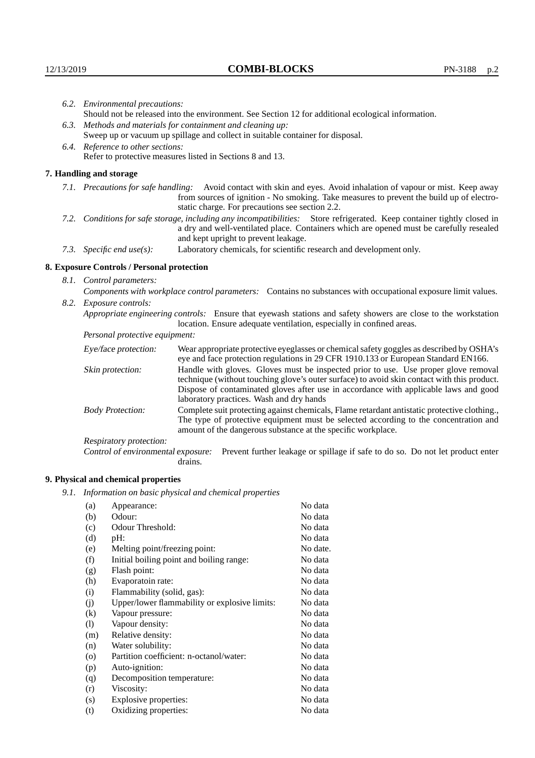*6.2. Environmental precautions:*
Should not be released into the environment. See Section 12 for additional ecological information.

*6.3. Methods and materials for containment and cleaning up:*
Sweep up or vacuum up spillage and collect in suitable container for disposal.

*6.4. Reference to other sections:*
Refer to protective measures listed in Sections 8 and 13.

## 7. Handling and storage

*7.1. Precautions for safe handling:* Avoid contact with skin and eyes. Avoid inhalation of vapour or mist. Keep away from sources of ignition - No smoking. Take measures to prevent the build up of electrostatic charge. For precautions see section 2.2.

*7.2. Conditions for safe storage, including any incompatibilities:* Store refrigerated. Keep container tightly closed in a dry and well-ventilated place. Containers which are opened must be carefully resealed and kept upright to prevent leakage.

*7.3. Specific end use(s):* Laboratory chemicals, for scientific research and development only.

## 8. Exposure Controls / Personal protection

*8.1. Control parameters:*

*Components with workplace control parameters:* Contains no substances with occupational exposure limit values.

*8.2. Exposure controls:*

*Appropriate engineering controls:* Ensure that eyewash stations and safety showers are close to the workstation location. Ensure adequate ventilation, especially in confined areas.

*Personal protective equipment:*

*Eye/face protection:* Wear appropriate protective eyeglasses or chemical safety goggles as described by OSHA's eye and face protection regulations in 29 CFR 1910.133 or European Standard EN166.

*Skin protection:* Handle with gloves. Gloves must be inspected prior to use. Use proper glove removal technique (without touching glove's outer surface) to avoid skin contact with this product. Dispose of contaminated gloves after use in accordance with applicable laws and good laboratory practices. Wash and dry hands

*Body Protection:* Complete suit protecting against chemicals, Flame retardant antistatic protective clothing., The type of protective equipment must be selected according to the concentration and amount of the dangerous substance at the specific workplace.

*Respiratory protection:*

*Control of environmental exposure:* Prevent further leakage or spillage if safe to do so. Do not let product enter drains.

## 9. Physical and chemical properties

*9.1. Information on basic physical and chemical properties*

| | | |
|---|---|---|
| (a) | Appearance: | No data |
| (b) | Odour: | No data |
| (c) | Odour Threshold: | No data |
| (d) | pH: | No data |
| (e) | Melting point/freezing point: | No date. |
| (f) | Initial boiling point and boiling range: | No data |
| (g) | Flash point: | No data |
| (h) | Evaporatoin rate: | No data |
| (i) | Flammability (solid, gas): | No data |
| (j) | Upper/lower flammability or explosive limits: | No data |
| (k) | Vapour pressure: | No data |
| (l) | Vapour density: | No data |
| (m) | Relative density: | No data |
| (n) | Water solubility: | No data |
| (o) | Partition coefficient: n-octanol/water: | No data |
| (p) | Auto-ignition: | No data |
| (q) | Decomposition temperature: | No data |
| (r) | Viscosity: | No data |
| (s) | Explosive properties: | No data |
| (t) | Oxidizing properties: | No data |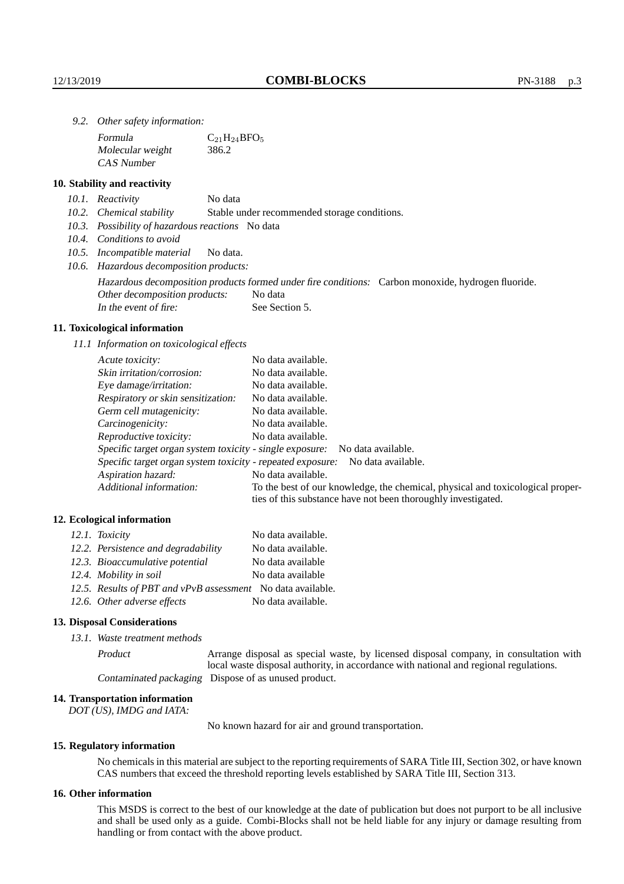*9.2. Other safety information:*

| | |
|---|---|
| *Formula* | $C_{21}H_{24}BFO_5$ |
| *Molecular weight* | 386.2 |
| *CAS Number* | |

## 10. Stability and reactivity

*10.1. Reactivity* No data

*10.2. Chemical stability* Stable under recommended storage conditions.

*10.3. Possibility of hazardous reactions* No data

*10.4. Conditions to avoid*

*10.5. Incompatible material* No data.

*10.6. Hazardous decomposition products:*

*Hazardous decomposition products formed under fire conditions:* Carbon monoxide, hydrogen fluoride.

*Other decomposition products:* No data

*In the event of fire:* See Section 5.

## 11. Toxicological information

*11.1 Information on toxicological effects*

| | |
|---|---|
| *Acute toxicity:* | No data available. |
| *Skin irritation/corrosion:* | No data available. |
| *Eye damage/irritation:* | No data available. |
| *Respiratory or skin sensitization:* | No data available. |
| *Germ cell mutagenicity:* | No data available. |
| *Carcinogenicity:* | No data available. |
| *Reproductive toxicity:* | No data available. |
| *Specific target organ system toxicity - single exposure:* | No data available. |
| *Specific target organ system toxicity - repeated exposure:* | No data available. |
| *Aspiration hazard:* | No data available. |
| *Additional information:* | To the best of our knowledge, the chemical, physical and toxicological properties of this substance have not been thoroughly investigated. |

## 12. Ecological information

| | |
|---|---|
| *12.1. Toxicity* | No data available. |
| *12.2. Persistence and degradability* | No data available. |
| *12.3. Bioaccumulative potential* | No data available |
| *12.4. Mobility in soil* | No data available |
| *12.5. Results of PBT and vPvB assessment* | No data available. |
| *12.6. Other adverse effects* | No data available. |

## 13. Disposal Considerations

*13.1. Waste treatment methods*

*Product* Arrange disposal as special waste, by licensed disposal company, in consultation with local waste disposal authority, in accordance with national and regional regulations.

*Contaminated packaging* Dispose of as unused product.

## 14. Transportation information

*DOT (US), IMDG and IATA:*

No known hazard for air and ground transportation.

## 15. Regulatory information

No chemicals in this material are subject to the reporting requirements of SARA Title III, Section 302, or have known CAS numbers that exceed the threshold reporting levels established by SARA Title III, Section 313.

## 16. Other information

This MSDS is correct to the best of our knowledge at the date of publication but does not purport to be all inclusive and shall be used only as a guide. Combi-Blocks shall not be held liable for any injury or damage resulting from handling or from contact with the above product.